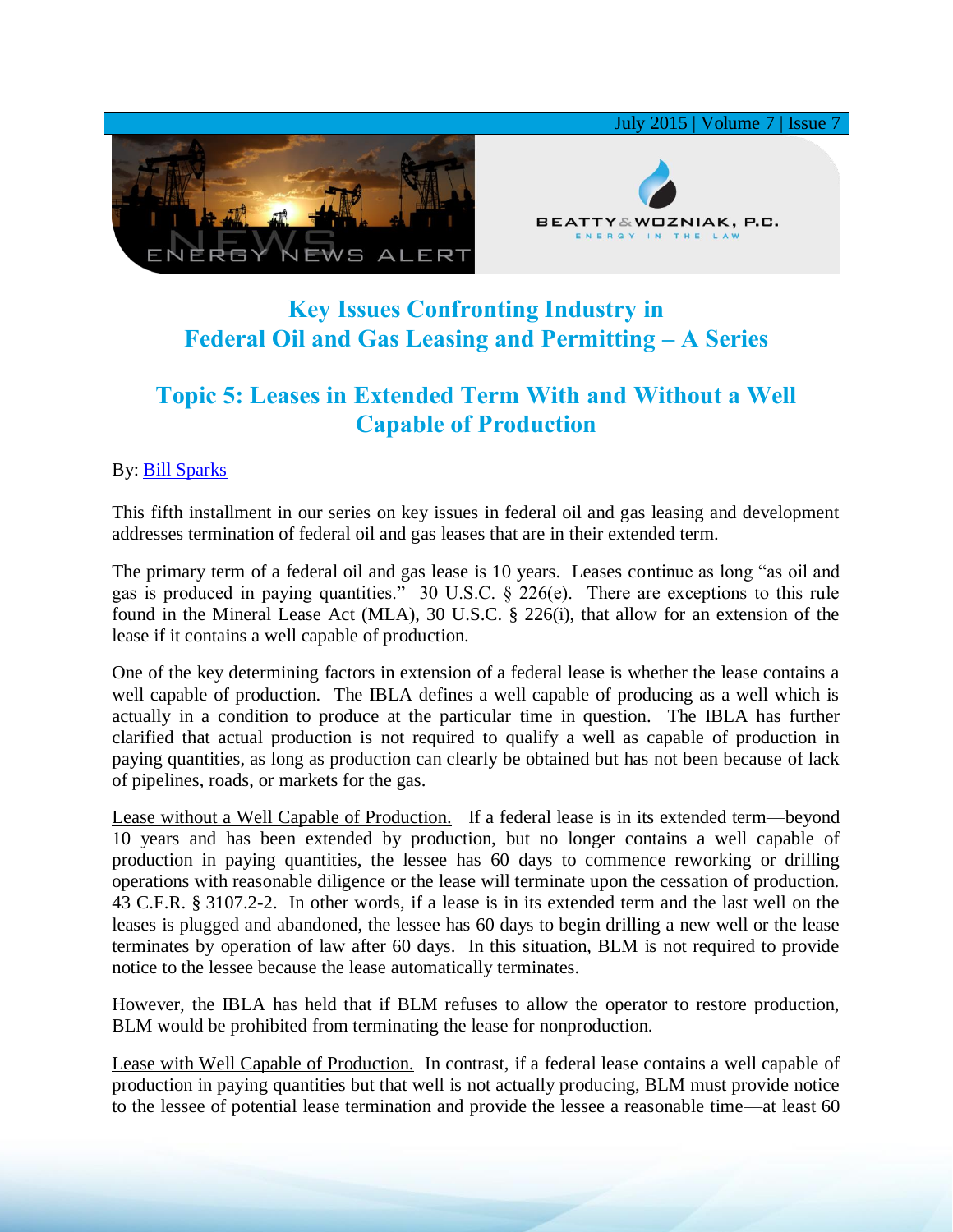# Key Issues Confronting Industry in Federal Oil and Gas Leasing and Permitting – A Series

## Topic 5: Leases in Extended Term With and Without a Well Capable of Production

By: Bill Sparks

This fifth installment in our series on key issues in federal oil and gas leasing and development addresses termination of federal oil and gas leases that are in their extended term.

The primary term of a federal oil and gas lease is 10 years. Leases continue as long "as oil and gas is produced in paying quantities." 30 U.S.C. § 226(e). There are exceptions to this rule found in the Mineral Lease Act (MLA), 30 U.S.C. § 226(i), that allow for an extension of the lease if it contains a well capable of production.

One of the key determining factors in extension of a federal lease is whether the lease contains a well capable of production. The IBLA defines a well capable of producing as a well which is actually in a condition to produce at the particular time in question. The IBLA has further clarified that actual production is not required to qualify a well as capable of production in paying quantities, as long as production can clearly be obtained but has not been because of lack of pipelines, roads, or markets for the gas.

Lease without a Well Capable of Production. If a federal lease is in its extended term—beyond 10 years and has been extended by production, but no longer contains a well capable of production in paying quantities, the lessee has 60 days to commence reworking or drilling operations with reasonable diligence or the lease will terminate upon the cessation of production. 43 C.F.R. § 3107.2-2. In other words, if a lease is in its extended term and the last well on the leases is plugged and abandoned, the lessee has 60 days to begin drilling a new well or the lease terminates by operation of law after 60 days. In this situation, BLM is not required to provide notice to the lessee because the lease automatically terminates.

However, the IBLA has held that if BLM refuses to allow the operator to restore production, BLM would be prohibited from terminating the lease for nonproduction.

Lease with Well Capable of Production. In contrast, if a federal lease contains a well capable of production in paying quantities but that well is not actually producing, BLM must provide notice to the lessee of potential lease termination and provide the lessee a reasonable time—at least 60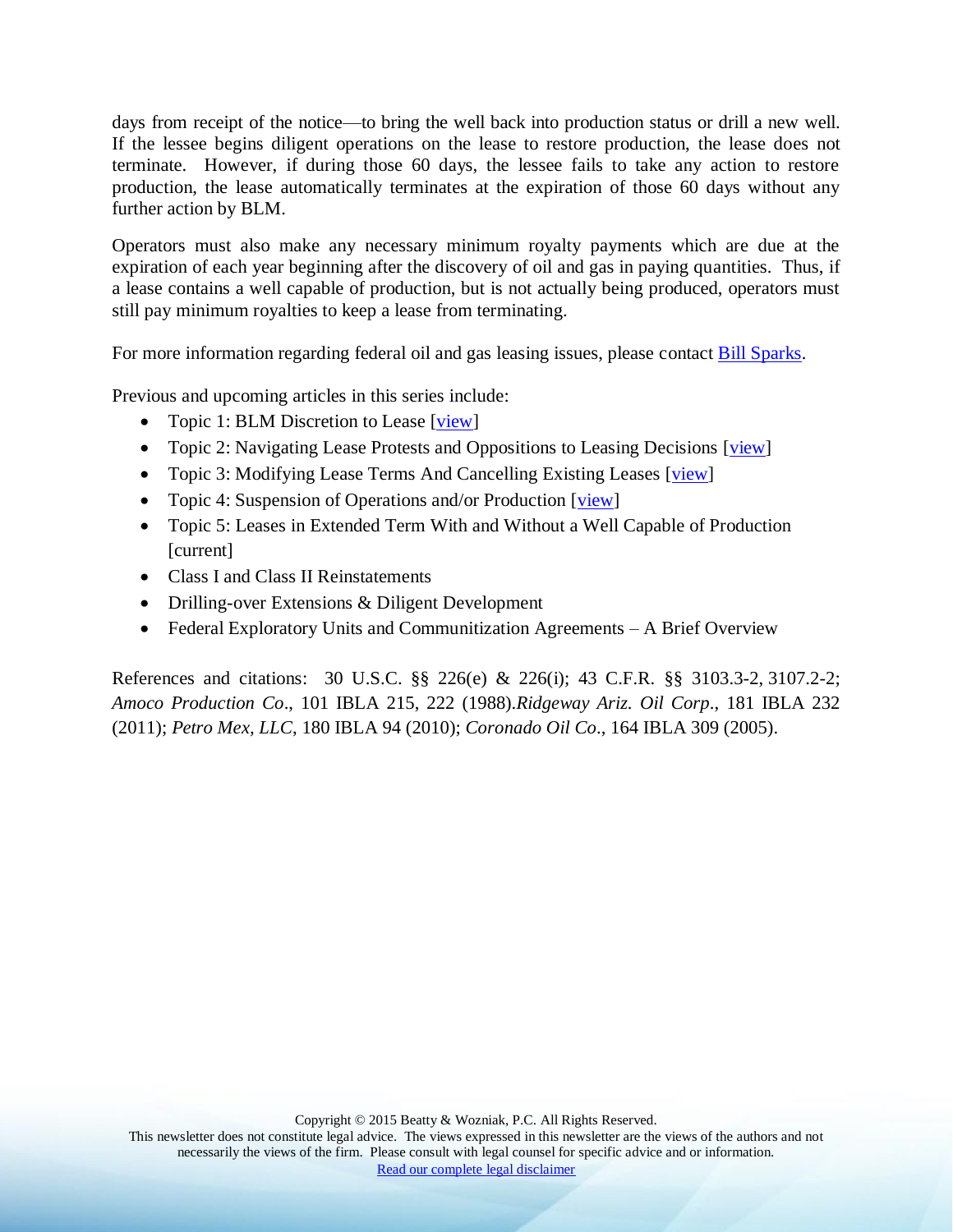days from receipt of the notice—to bring the well back into production status or drill a new well. If the lessee begins diligent operations on the lease to restore production, the lease does not terminate. However, if during those 60 days, the lessee fails to take any action to restore production, the lease automatically terminates at the expiration of those 60 days without any further action by BLM.

Operators must also make any necessary minimum royalty payments which are due at the expiration of each year beginning after the discovery of oil and gas in paying quantities. Thus, if a lease contains a well capable of production, but is not actually being produced, operators must still pay minimum royalties to keep a lease from terminating.

For more information regarding federal oil and gas leasing issues, please contact Bill Sparks.

Previous and upcoming articles in this series include:

- Topic 1: BLM Discretion to Lease [view]
- Topic 2: Navigating Lease Protests and Oppositions to Leasing Decisions [view]
- Topic 3: Modifying Lease Terms And Cancelling Existing Leases [view]
- Topic 4: Suspension of Operations and/or Production [view]
- Topic 5: Leases in Extended Term With and Without a Well Capable of Production [current]
- Class I and Class II Reinstatements
- Drilling-over Extensions & Diligent Development
- Federal Exploratory Units and Communitization Agreements – A Brief Overview

References and citations: 30 U.S.C. §§ 226(e) & 226(i); 43 C.F.R. §§ 3103.3-2, 3107.2-2; *Amoco Production Co*., 101 IBLA 215, 222 (1988).*Ridgeway Ariz. Oil Corp*., 181 IBLA 232 (2011); *Petro Mex, LLC*, 180 IBLA 94 (2010); *Coronado Oil Co*., 164 IBLA 309 (2005).

Copyright © 2015 Beatty & Wozniak, P.C. All Rights Reserved.
This newsletter does not constitute legal advice. The views expressed in this newsletter are the views of the authors and not necessarily the views of the firm. Please consult with legal counsel for specific advice and or information.
Read our complete legal disclaimer